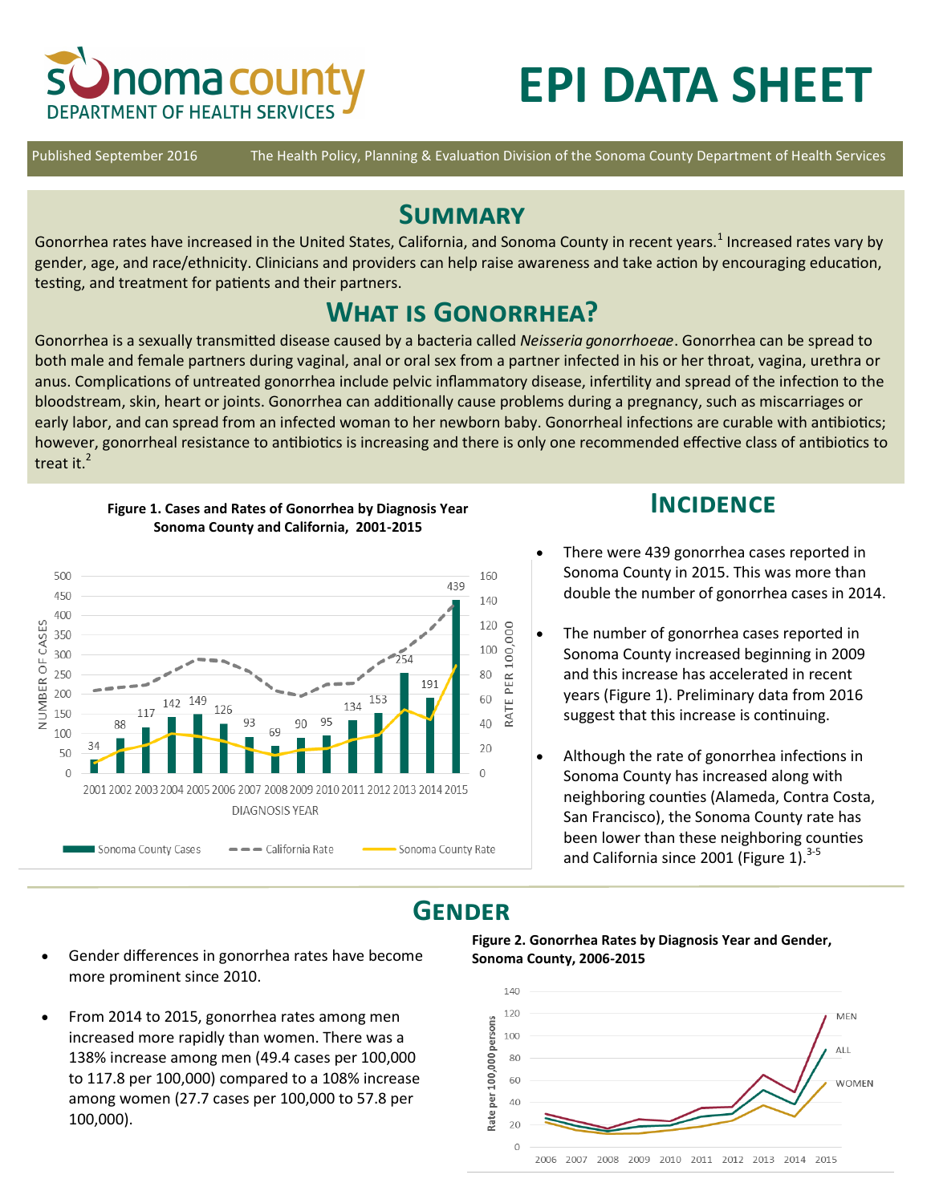# Sonoma County Department of Health Services

# EPI DATA SHEET

Published September 2016 | The Health Policy, Planning & Evaluation Division of the Sonoma County Department of Health Services

## Summary

Gonorrhea rates have increased in the United States, California, and Sonoma County in recent years.[1] Increased rates vary by gender, age, and race/ethnicity. Clinicians and providers can help raise awareness and take action by encouraging education, testing, and treatment for patients and their partners.

## What is Gonorrhea?

Gonorrhea is a sexually transmitted disease caused by a bacteria called *Neisseria gonorrhoeae*. Gonorrhea can be spread to both male and female partners during vaginal, anal or oral sex from a partner infected in his or her throat, vagina, urethra or anus. Complications of untreated gonorrhea include pelvic inflammatory disease, infertility and spread of the infection to the bloodstream, skin, heart or joints. Gonorrhea can additionally cause problems during a pregnancy, such as miscarriages or early labor, and can spread from an infected woman to her newborn baby. Gonorrheal infections are curable with antibiotics; however, gonorrheal resistance to antibiotics is increasing and there is only one recommended effective class of antibiotics to treat it.[2]

**Figure 1. Cases and Rates of Gonorrhea by Diagnosis Year Sonoma County and California, 2001-2015**

| Diagnosis Year | 2001 | 2002 | 2003 | 2004 | 2005 | 2006 | 2007 | 2008 | 2009 | 2010 | 2011 | 2012 | 2013 | 2014 | 2015 |
|---|---|---|---|---|---|---|---|---|---|---|---|---|---|---|---|
| Sonoma County Cases | 34 | 88 | 117 | 142 | 149 | 126 | 93 | 69 | 90 | 95 | 134 | 153 | 254 | 191 | 439 |

## Incidence

- There were 439 gonorrhea cases reported in Sonoma County in 2015. This was more than double the number of gonorrhea cases in 2014.
- The number of gonorrhea cases reported in Sonoma County increased beginning in 2009 and this increase has accelerated in recent years (Figure 1). Preliminary data from 2016 suggest that this increase is continuing.
- Although the rate of gonorrhea infections in Sonoma County has increased along with neighboring counties (Alameda, Contra Costa, San Francisco), the Sonoma County rate has been lower than these neighboring counties and California since 2001 (Figure 1).[3-5]

## Gender

- Gender differences in gonorrhea rates have become more prominent since 2010.
- From 2014 to 2015, gonorrhea rates among men increased more rapidly than women. There was a 138% increase among men (49.4 cases per 100,000 to 117.8 per 100,000) compared to a 108% increase among women (27.7 cases per 100,000 to 57.8 per 100,000).

**Figure 2. Gonorrhea Rates by Diagnosis Year and Gender, Sonoma County, 2006-2015**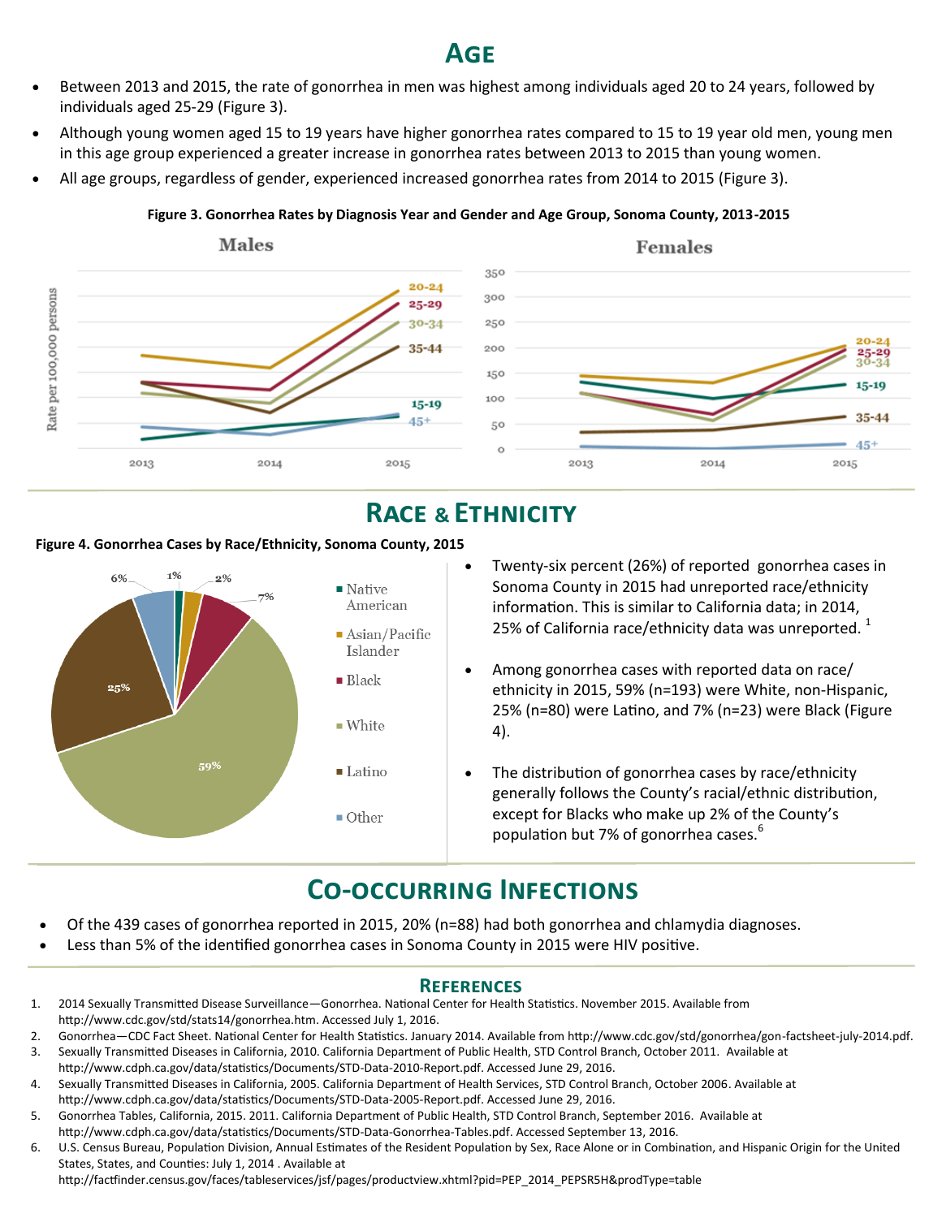## Age

- Between 2013 and 2015, the rate of gonorrhea in men was highest among individuals aged 20 to 24 years, followed by individuals aged 25-29 (Figure 3).
- Although young women aged 15 to 19 years have higher gonorrhea rates compared to 15 to 19 year old men, young men in this age group experienced a greater increase in gonorrhea rates between 2013 to 2015 than young women.
- All age groups, regardless of gender, experienced increased gonorrhea rates from 2014 to 2015 (Figure 3).

**Figure 3. Gonorrhea Rates by Diagnosis Year and Gender and Age Group, Sonoma County, 2013-2015**

Males

Females

Rate per 100,000 persons

0
50
100
150
200
250
300
350

2013
2014
2015

20-24
25-29
30-34
35-44
15-19
45+

## Race & Ethnicity

**Figure 4. Gonorrhea Cases by Race/Ethnicity, Sonoma County, 2015**

1%
2%
7%
59%
25%
6%

Native American
Asian/Pacific Islander
Black
White
Latino
Other

- Twenty-six percent (26%) of reported gonorrhea cases in Sonoma County in 2015 had unreported race/ethnicity information. This is similar to California data; in 2014, 25% of California race/ethnicity data was unreported. [1]
- Among gonorrhea cases with reported data on race/ethnicity in 2015, 59% (n=193) were White, non-Hispanic, 25% (n=80) were Latino, and 7% (n=23) were Black (Figure 4).
- The distribution of gonorrhea cases by race/ethnicity generally follows the County's racial/ethnic distribution, except for Blacks who make up 2% of the County's population but 7% of gonorrhea cases.[6]

## Co-occurring Infections

- Of the 439 cases of gonorrhea reported in 2015, 20% (n=88) had both gonorrhea and chlamydia diagnoses.
- Less than 5% of the identified gonorrhea cases in Sonoma County in 2015 were HIV positive.

### References

1. 2014 Sexually Transmitted Disease Surveillance—Gonorrhea. National Center for Health Statistics. November 2015. Available from http://www.cdc.gov/std/stats14/gonorrhea.htm. Accessed July 1, 2016.
2. Gonorrhea—CDC Fact Sheet. National Center for Health Statistics. January 2014. Available from http://www.cdc.gov/std/gonorrhea/gon-factsheet-july-2014.pdf.
3. Sexually Transmitted Diseases in California, 2010. California Department of Public Health, STD Control Branch, October 2011. Available at http://www.cdph.ca.gov/data/statistics/Documents/STD-Data-2010-Report.pdf. Accessed June 29, 2016.
4. Sexually Transmitted Diseases in California, 2005. California Department of Health Services, STD Control Branch, October 2006. Available at http://www.cdph.ca.gov/data/statistics/Documents/STD-Data-2005-Report.pdf. Accessed June 29, 2016.
5. Gonorrhea Tables, California, 2015. 2011. California Department of Public Health, STD Control Branch, September 2016. Available at http://www.cdph.ca.gov/data/statistics/Documents/STD-Data-Gonorrhea-Tables.pdf. Accessed September 13, 2016.
6. U.S. Census Bureau, Population Division, Annual Estimates of the Resident Population by Sex, Race Alone or in Combination, and Hispanic Origin for the United States, States, and Counties: July 1, 2014 . Available at http://factfinder.census.gov/faces/tableservices/jsf/pages/productview.xhtml?pid=PEP_2014_PEPSR5H&prodType=table